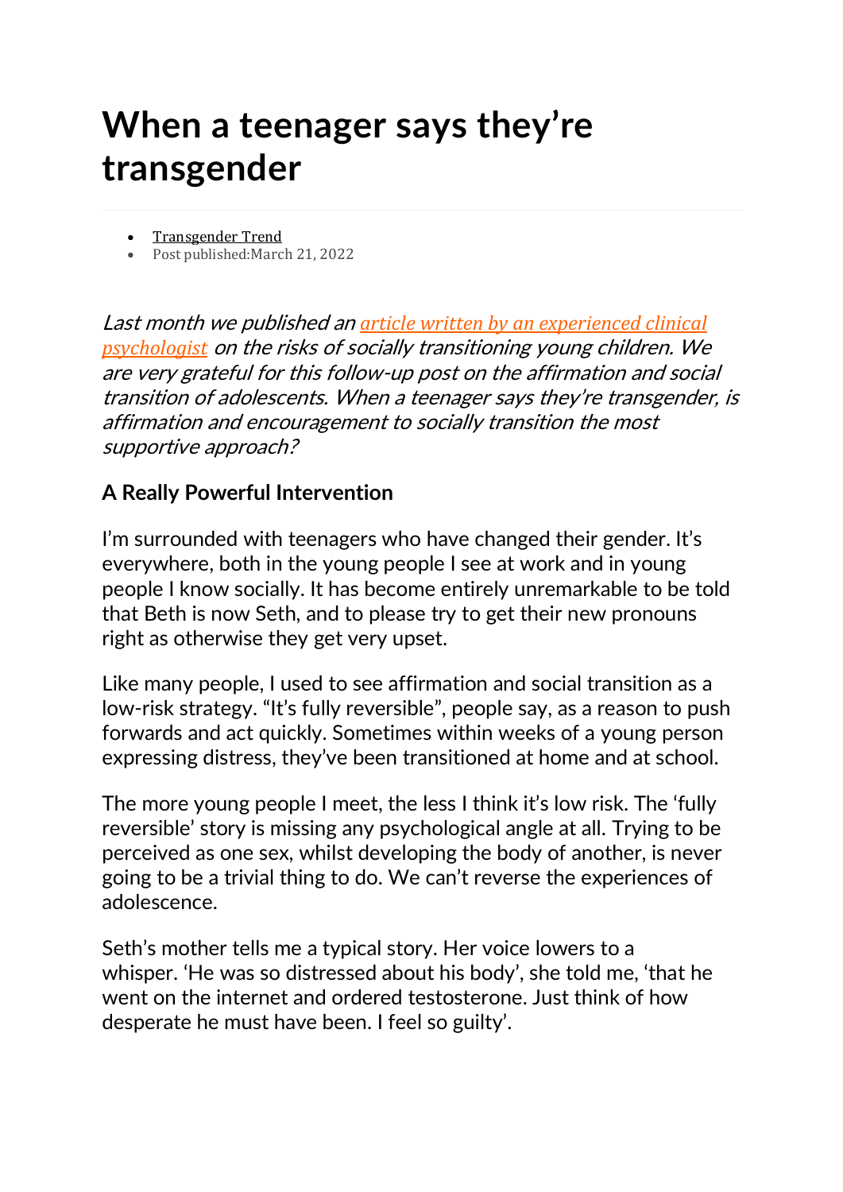# When a teenager says they're transgender

- Transgender Trend
- Post published:March 21, 2022

*Last month we published an [article written by an experienced clinical psychologist]() on the risks of socially transitioning young children. We are very grateful for this follow-up post on the affirmation and social transition of adolescents. When a teenager says they're transgender, is affirmation and encouragement to socially transition the most supportive approach?*

### A Really Powerful Intervention

I'm surrounded with teenagers who have changed their gender. It's everywhere, both in the young people I see at work and in young people I know socially. It has become entirely unremarkable to be told that Beth is now Seth, and to please try to get their new pronouns right as otherwise they get very upset.

Like many people, I used to see affirmation and social transition as a low-risk strategy. "It's fully reversible", people say, as a reason to push forwards and act quickly. Sometimes within weeks of a young person expressing distress, they've been transitioned at home and at school.

The more young people I meet, the less I think it's low risk. The 'fully reversible' story is missing any psychological angle at all. Trying to be perceived as one sex, whilst developing the body of another, is never going to be a trivial thing to do. We can't reverse the experiences of adolescence.

Seth's mother tells me a typical story. Her voice lowers to a whisper. 'He was so distressed about his body', she told me, 'that he went on the internet and ordered testosterone. Just think of how desperate he must have been. I feel so guilty'.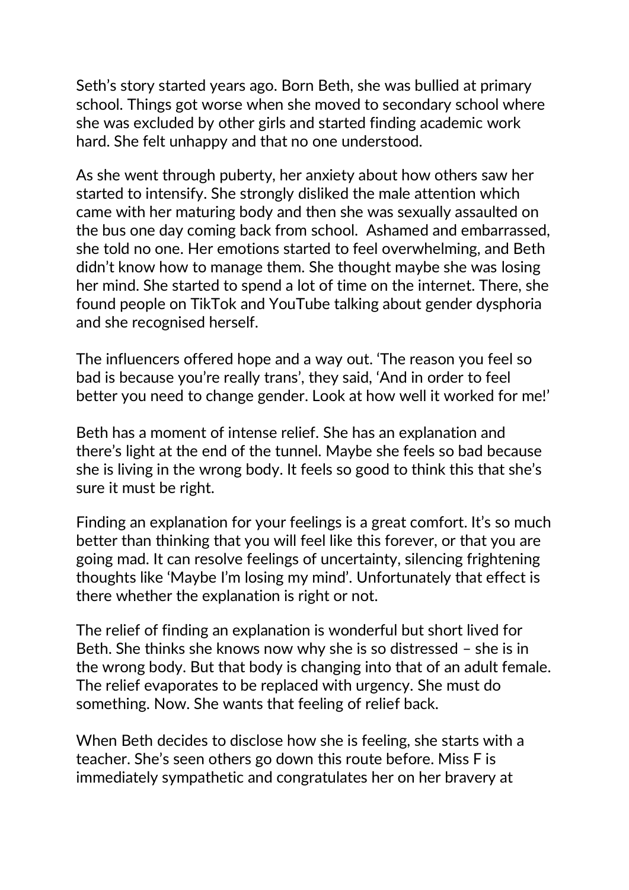Seth's story started years ago. Born Beth, she was bullied at primary school. Things got worse when she moved to secondary school where she was excluded by other girls and started finding academic work hard. She felt unhappy and that no one understood.

As she went through puberty, her anxiety about how others saw her started to intensify. She strongly disliked the male attention which came with her maturing body and then she was sexually assaulted on the bus one day coming back from school. Ashamed and embarrassed, she told no one. Her emotions started to feel overwhelming, and Beth didn't know how to manage them. She thought maybe she was losing her mind. She started to spend a lot of time on the internet. There, she found people on TikTok and YouTube talking about gender dysphoria and she recognised herself.

The influencers offered hope and a way out. 'The reason you feel so bad is because you're really trans', they said, 'And in order to feel better you need to change gender. Look at how well it worked for me!'

Beth has a moment of intense relief. She has an explanation and there's light at the end of the tunnel. Maybe she feels so bad because she is living in the wrong body. It feels so good to think this that she's sure it must be right.

Finding an explanation for your feelings is a great comfort. It's so much better than thinking that you will feel like this forever, or that you are going mad. It can resolve feelings of uncertainty, silencing frightening thoughts like 'Maybe I'm losing my mind'. Unfortunately that effect is there whether the explanation is right or not.

The relief of finding an explanation is wonderful but short lived for Beth. She thinks she knows now why she is so distressed – she is in the wrong body. But that body is changing into that of an adult female. The relief evaporates to be replaced with urgency. She must do something. Now. She wants that feeling of relief back.

When Beth decides to disclose how she is feeling, she starts with a teacher. She's seen others go down this route before. Miss F is immediately sympathetic and congratulates her on her bravery at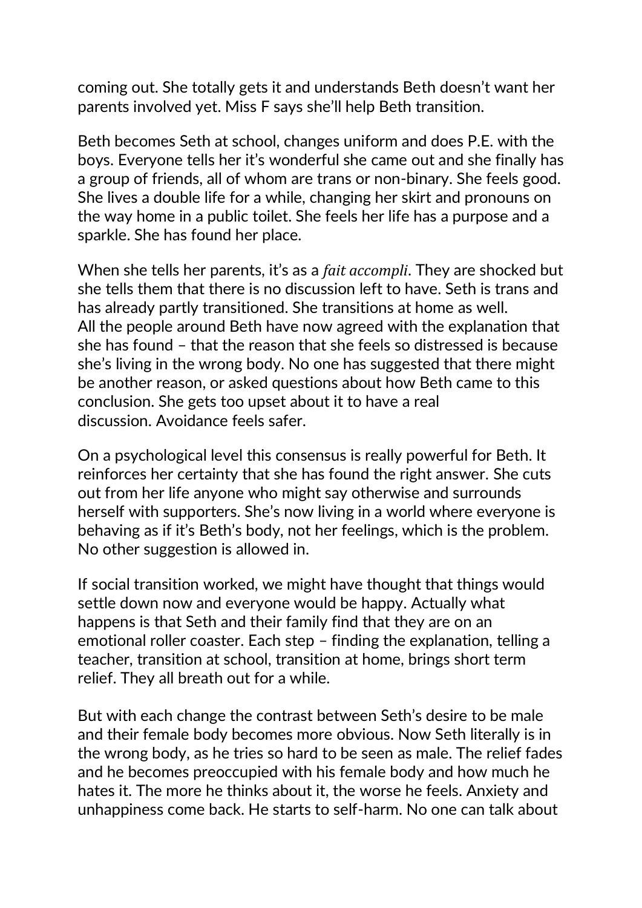coming out. She totally gets it and understands Beth doesn't want her parents involved yet. Miss F says she'll help Beth transition.

Beth becomes Seth at school, changes uniform and does P.E. with the boys. Everyone tells her it's wonderful she came out and she finally has a group of friends, all of whom are trans or non-binary. She feels good. She lives a double life for a while, changing her skirt and pronouns on the way home in a public toilet. She feels her life has a purpose and a sparkle. She has found her place.

When she tells her parents, it's as a *fait accompli*. They are shocked but she tells them that there is no discussion left to have. Seth is trans and has already partly transitioned. She transitions at home as well. All the people around Beth have now agreed with the explanation that she has found – that the reason that she feels so distressed is because she's living in the wrong body. No one has suggested that there might be another reason, or asked questions about how Beth came to this conclusion. She gets too upset about it to have a real discussion. Avoidance feels safer.

On a psychological level this consensus is really powerful for Beth. It reinforces her certainty that she has found the right answer. She cuts out from her life anyone who might say otherwise and surrounds herself with supporters. She's now living in a world where everyone is behaving as if it's Beth's body, not her feelings, which is the problem. No other suggestion is allowed in.

If social transition worked, we might have thought that things would settle down now and everyone would be happy. Actually what happens is that Seth and their family find that they are on an emotional roller coaster. Each step – finding the explanation, telling a teacher, transition at school, transition at home, brings short term relief. They all breath out for a while.

But with each change the contrast between Seth's desire to be male and their female body becomes more obvious. Now Seth literally is in the wrong body, as he tries so hard to be seen as male. The relief fades and he becomes preoccupied with his female body and how much he hates it. The more he thinks about it, the worse he feels. Anxiety and unhappiness come back. He starts to self-harm. No one can talk about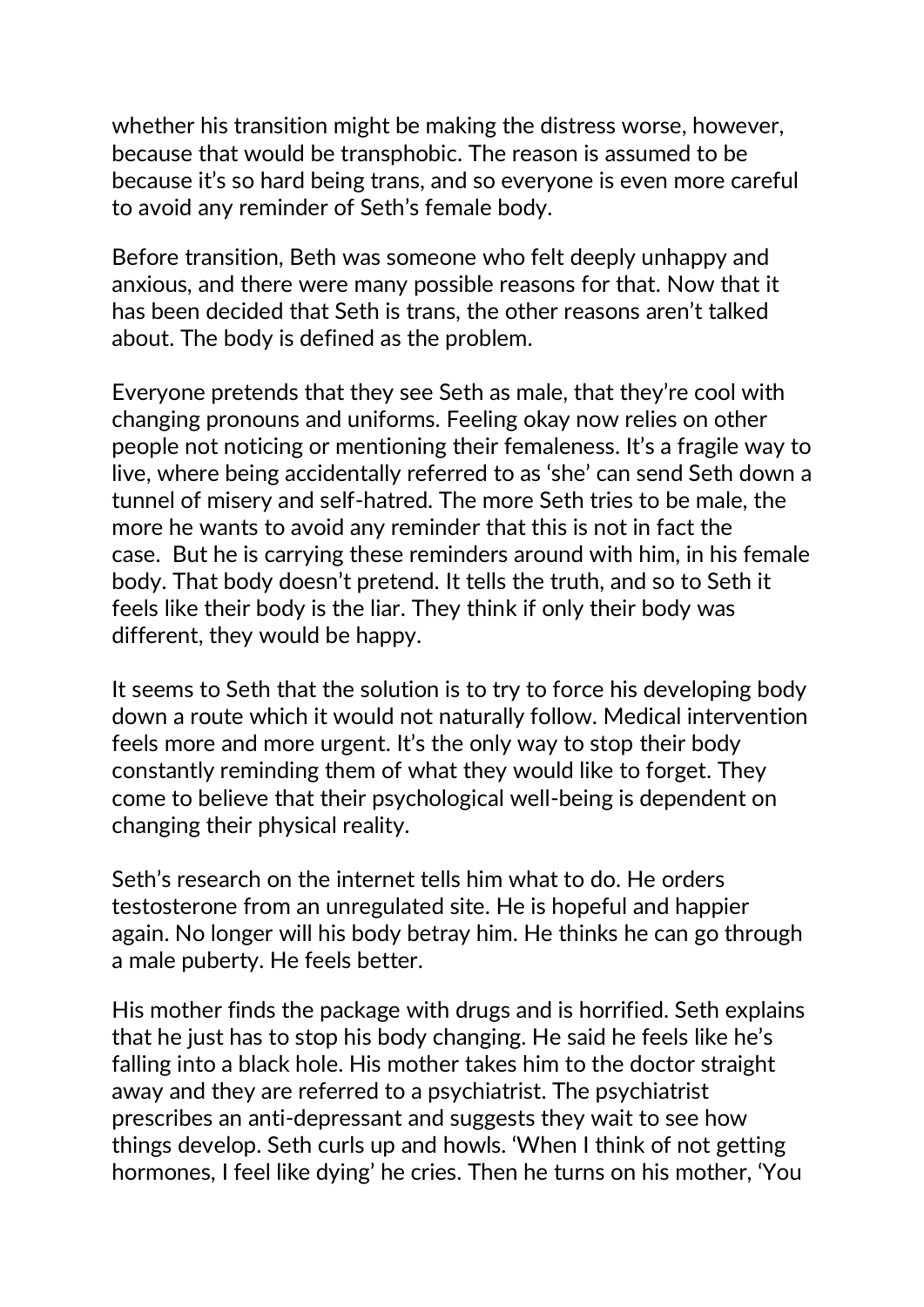whether his transition might be making the distress worse, however, because that would be transphobic. The reason is assumed to be because it's so hard being trans, and so everyone is even more careful to avoid any reminder of Seth's female body.

Before transition, Beth was someone who felt deeply unhappy and anxious, and there were many possible reasons for that. Now that it has been decided that Seth is trans, the other reasons aren't talked about. The body is defined as the problem.

Everyone pretends that they see Seth as male, that they're cool with changing pronouns and uniforms. Feeling okay now relies on other people not noticing or mentioning their femaleness. It's a fragile way to live, where being accidentally referred to as 'she' can send Seth down a tunnel of misery and self-hatred. The more Seth tries to be male, the more he wants to avoid any reminder that this is not in fact the case.  But he is carrying these reminders around with him, in his female body. That body doesn't pretend. It tells the truth, and so to Seth it feels like their body is the liar. They think if only their body was different, they would be happy.

It seems to Seth that the solution is to try to force his developing body down a route which it would not naturally follow. Medical intervention feels more and more urgent. It's the only way to stop their body constantly reminding them of what they would like to forget. They come to believe that their psychological well-being is dependent on changing their physical reality.

Seth's research on the internet tells him what to do. He orders testosterone from an unregulated site. He is hopeful and happier again. No longer will his body betray him. He thinks he can go through a male puberty. He feels better.

His mother finds the package with drugs and is horrified. Seth explains that he just has to stop his body changing. He said he feels like he's falling into a black hole. His mother takes him to the doctor straight away and they are referred to a psychiatrist. The psychiatrist prescribes an anti-depressant and suggests they wait to see how things develop. Seth curls up and howls. 'When I think of not getting hormones, I feel like dying' he cries. Then he turns on his mother, 'You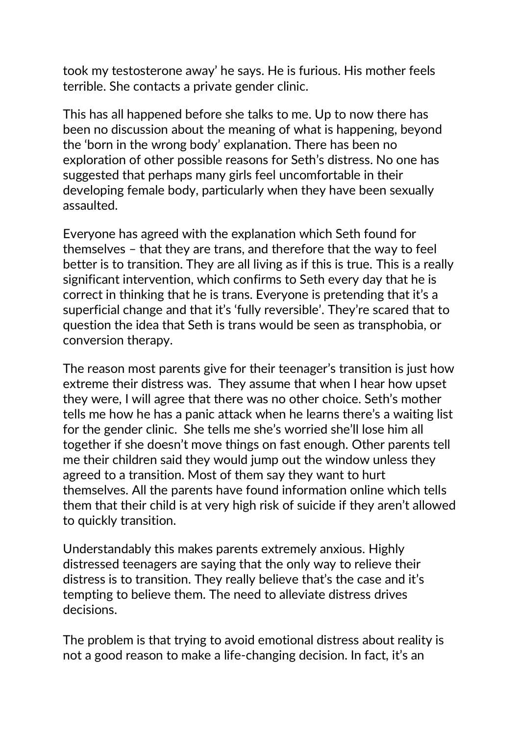took my testosterone away' he says. He is furious. His mother feels terrible. She contacts a private gender clinic.

This has all happened before she talks to me. Up to now there has been no discussion about the meaning of what is happening, beyond the 'born in the wrong body' explanation. There has been no exploration of other possible reasons for Seth's distress. No one has suggested that perhaps many girls feel uncomfortable in their developing female body, particularly when they have been sexually assaulted.

Everyone has agreed with the explanation which Seth found for themselves – that they are trans, and therefore that the way to feel better is to transition. They are all living as if this is true. This is a really significant intervention, which confirms to Seth every day that he is correct in thinking that he is trans. Everyone is pretending that it's a superficial change and that it's 'fully reversible'. They're scared that to question the idea that Seth is trans would be seen as transphobia, or conversion therapy.

The reason most parents give for their teenager's transition is just how extreme their distress was. They assume that when I hear how upset they were, I will agree that there was no other choice. Seth's mother tells me how he has a panic attack when he learns there's a waiting list for the gender clinic. She tells me she's worried she'll lose him all together if she doesn't move things on fast enough. Other parents tell me their children said they would jump out the window unless they agreed to a transition. Most of them say they want to hurt themselves. All the parents have found information online which tells them that their child is at very high risk of suicide if they aren't allowed to quickly transition.

Understandably this makes parents extremely anxious. Highly distressed teenagers are saying that the only way to relieve their distress is to transition. They really believe that's the case and it's tempting to believe them. The need to alleviate distress drives decisions.

The problem is that trying to avoid emotional distress about reality is not a good reason to make a life-changing decision. In fact, it's an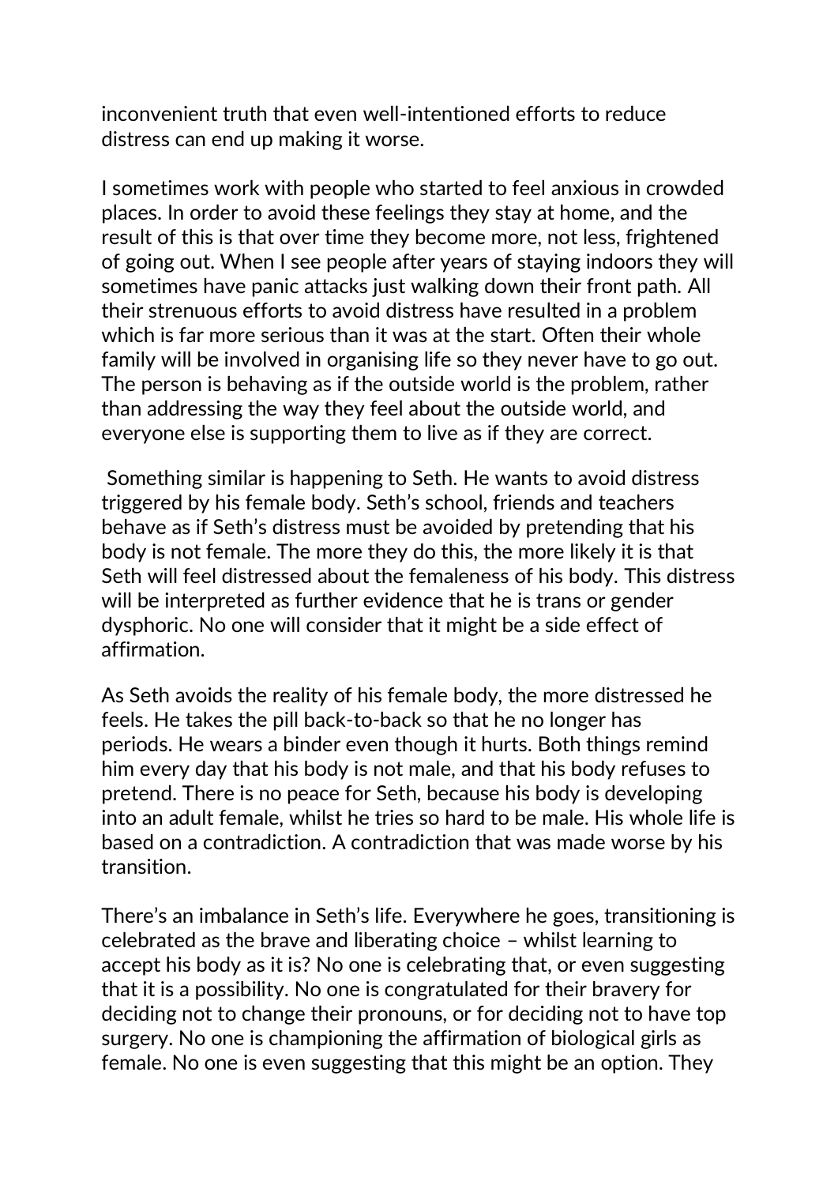inconvenient truth that even well-intentioned efforts to reduce distress can end up making it worse.

I sometimes work with people who started to feel anxious in crowded places. In order to avoid these feelings they stay at home, and the result of this is that over time they become more, not less, frightened of going out. When I see people after years of staying indoors they will sometimes have panic attacks just walking down their front path. All their strenuous efforts to avoid distress have resulted in a problem which is far more serious than it was at the start. Often their whole family will be involved in organising life so they never have to go out. The person is behaving as if the outside world is the problem, rather than addressing the way they feel about the outside world, and everyone else is supporting them to live as if they are correct.

Something similar is happening to Seth. He wants to avoid distress triggered by his female body. Seth's school, friends and teachers behave as if Seth's distress must be avoided by pretending that his body is not female. The more they do this, the more likely it is that Seth will feel distressed about the femaleness of his body. This distress will be interpreted as further evidence that he is trans or gender dysphoric. No one will consider that it might be a side effect of affirmation.

As Seth avoids the reality of his female body, the more distressed he feels. He takes the pill back-to-back so that he no longer has periods. He wears a binder even though it hurts. Both things remind him every day that his body is not male, and that his body refuses to pretend. There is no peace for Seth, because his body is developing into an adult female, whilst he tries so hard to be male. His whole life is based on a contradiction. A contradiction that was made worse by his transition.

There's an imbalance in Seth's life. Everywhere he goes, transitioning is celebrated as the brave and liberating choice – whilst learning to accept his body as it is? No one is celebrating that, or even suggesting that it is a possibility. No one is congratulated for their bravery for deciding not to change their pronouns, or for deciding not to have top surgery. No one is championing the affirmation of biological girls as female. No one is even suggesting that this might be an option. They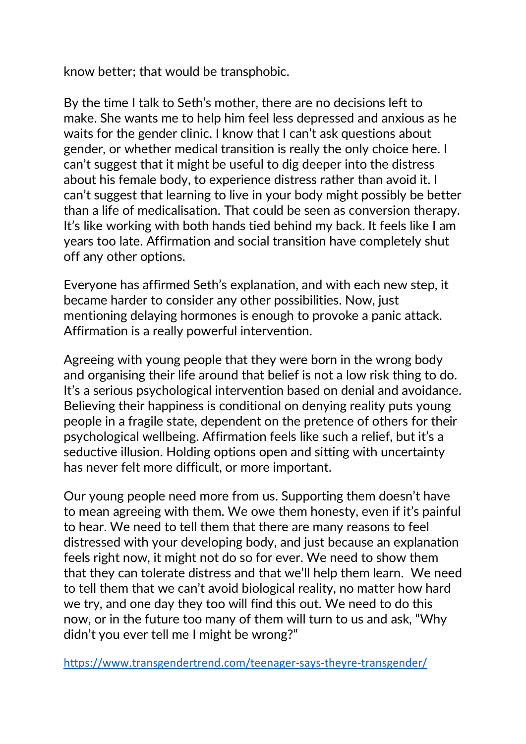know better; that would be transphobic.

By the time I talk to Seth's mother, there are no decisions left to make. She wants me to help him feel less depressed and anxious as he waits for the gender clinic. I know that I can't ask questions about gender, or whether medical transition is really the only choice here. I can't suggest that it might be useful to dig deeper into the distress about his female body, to experience distress rather than avoid it. I can't suggest that learning to live in your body might possibly be better than a life of medicalisation. That could be seen as conversion therapy. It's like working with both hands tied behind my back. It feels like I am years too late. Affirmation and social transition have completely shut off any other options.

Everyone has affirmed Seth's explanation, and with each new step, it became harder to consider any other possibilities. Now, just mentioning delaying hormones is enough to provoke a panic attack. Affirmation is a really powerful intervention.

Agreeing with young people that they were born in the wrong body and organising their life around that belief is not a low risk thing to do. It's a serious psychological intervention based on denial and avoidance. Believing their happiness is conditional on denying reality puts young people in a fragile state, dependent on the pretence of others for their psychological wellbeing. Affirmation feels like such a relief, but it's a seductive illusion. Holding options open and sitting with uncertainty has never felt more difficult, or more important.

Our young people need more from us. Supporting them doesn't have to mean agreeing with them. We owe them honesty, even if it's painful to hear. We need to tell them that there are many reasons to feel distressed with your developing body, and just because an explanation feels right now, it might not do so for ever. We need to show them that they can tolerate distress and that we'll help them learn. We need to tell them that we can't avoid biological reality, no matter how hard we try, and one day they too will find this out. We need to do this now, or in the future too many of them will turn to us and ask, "Why didn't you ever tell me I might be wrong?"

https://www.transgendertrend.com/teenager-says-theyre-transgender/